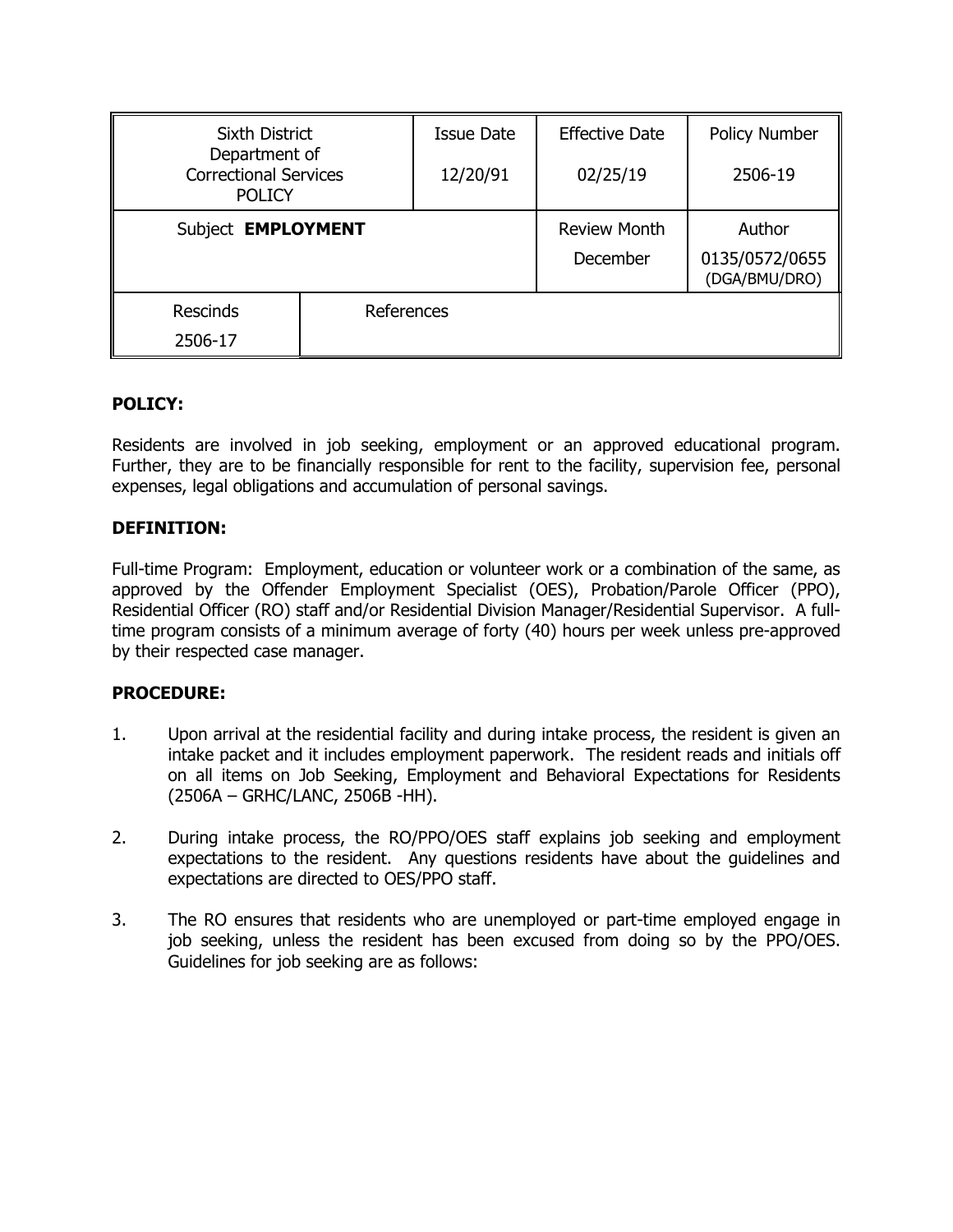| Sixth District Department of Correctional Services POLICY | | Issue Date 12/20/91 | Effective Date 02/25/19 | Policy Number 2506-19 |
|---|---|---|---|---|
| Subject **EMPLOYMENT** | | | Review Month December | Author 0135/0572/0655 (DGA/BMU/DRO) |
| Rescinds 2506-17 | References | | | |

**POLICY:**

Residents are involved in job seeking, employment or an approved educational program. Further, they are to be financially responsible for rent to the facility, supervision fee, personal expenses, legal obligations and accumulation of personal savings.

**DEFINITION:**

Full-time Program: Employment, education or volunteer work or a combination of the same, as approved by the Offender Employment Specialist (OES), Probation/Parole Officer (PPO), Residential Officer (RO) staff and/or Residential Division Manager/Residential Supervisor. A full-time program consists of a minimum average of forty (40) hours per week unless pre-approved by their respected case manager.

**PROCEDURE:**

1. Upon arrival at the residential facility and during intake process, the resident is given an intake packet and it includes employment paperwork. The resident reads and initials off on all items on Job Seeking, Employment and Behavioral Expectations for Residents (2506A – GRHC/LANC, 2506B -HH).

2. During intake process, the RO/PPO/OES staff explains job seeking and employment expectations to the resident. Any questions residents have about the guidelines and expectations are directed to OES/PPO staff.

3. The RO ensures that residents who are unemployed or part-time employed engage in job seeking, unless the resident has been excused from doing so by the PPO/OES. Guidelines for job seeking are as follows: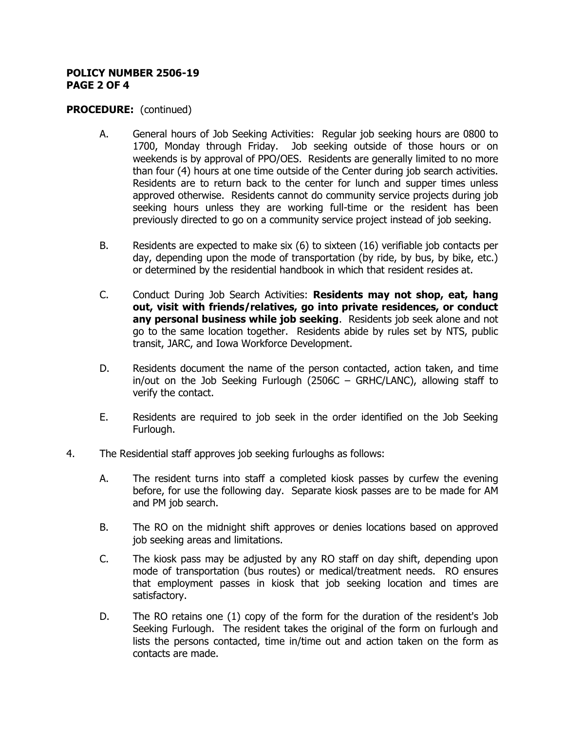**PROCEDURE:** (continued)

A. General hours of Job Seeking Activities: Regular job seeking hours are 0800 to 1700, Monday through Friday. Job seeking outside of those hours or on weekends is by approval of PPO/OES. Residents are generally limited to no more than four (4) hours at one time outside of the Center during job search activities. Residents are to return back to the center for lunch and supper times unless approved otherwise. Residents cannot do community service projects during job seeking hours unless they are working full-time or the resident has been previously directed to go on a community service project instead of job seeking.

B. Residents are expected to make six (6) to sixteen (16) verifiable job contacts per day, depending upon the mode of transportation (by ride, by bus, by bike, etc.) or determined by the residential handbook in which that resident resides at.

C. Conduct During Job Search Activities: **Residents may not shop, eat, hang out, visit with friends/relatives, go into private residences, or conduct any personal business while job seeking**. Residents job seek alone and not go to the same location together. Residents abide by rules set by NTS, public transit, JARC, and Iowa Workforce Development.

D. Residents document the name of the person contacted, action taken, and time in/out on the Job Seeking Furlough (2506C – GRHC/LANC), allowing staff to verify the contact.

E. Residents are required to job seek in the order identified on the Job Seeking Furlough.

4. The Residential staff approves job seeking furloughs as follows:

   A. The resident turns into staff a completed kiosk passes by curfew the evening before, for use the following day. Separate kiosk passes are to be made for AM and PM job search.

   B. The RO on the midnight shift approves or denies locations based on approved job seeking areas and limitations.

   C. The kiosk pass may be adjusted by any RO staff on day shift, depending upon mode of transportation (bus routes) or medical/treatment needs. RO ensures that employment passes in kiosk that job seeking location and times are satisfactory.

   D. The RO retains one (1) copy of the form for the duration of the resident's Job Seeking Furlough. The resident takes the original of the form on furlough and lists the persons contacted, time in/time out and action taken on the form as contacts are made.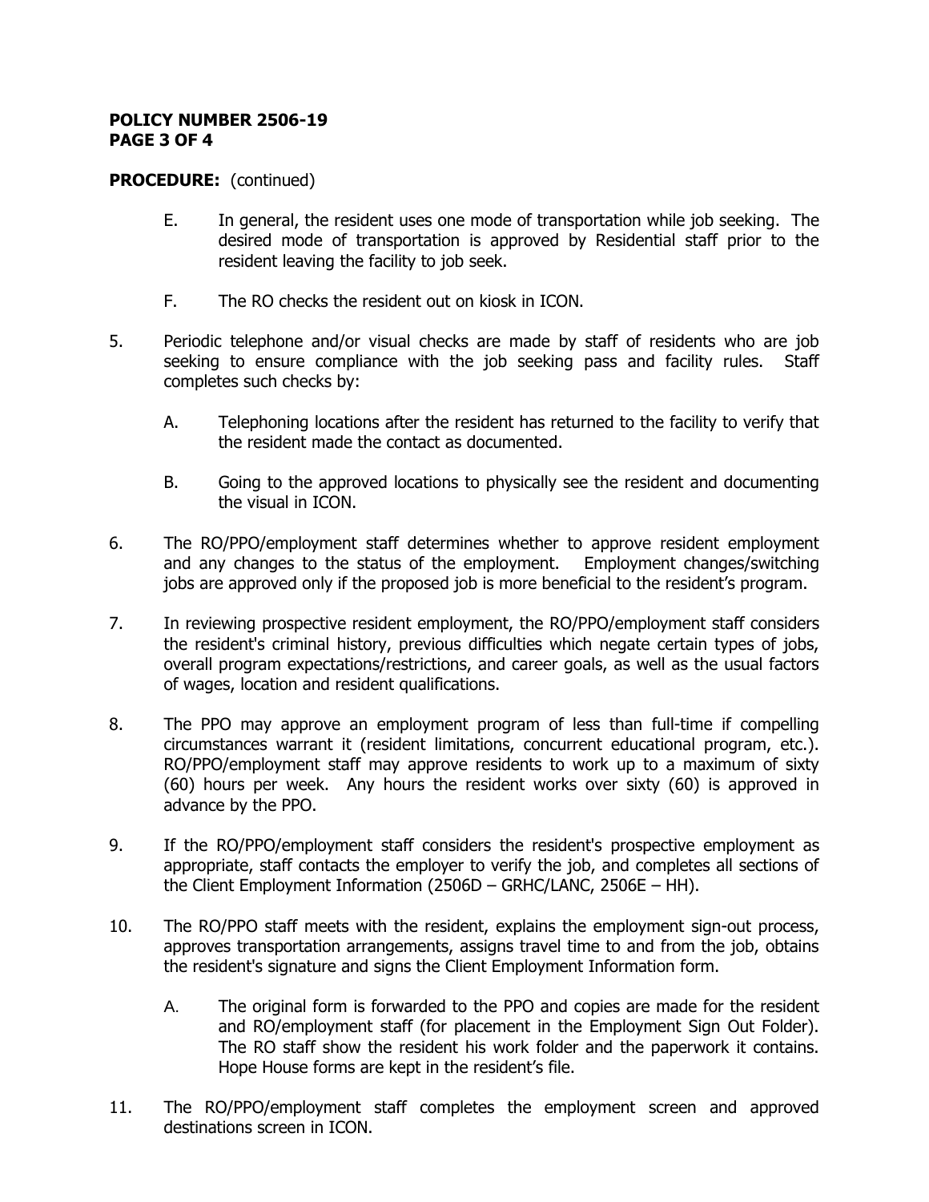**POLICY NUMBER 2506-19**

**PROCEDURE:** (continued)

E. In general, the resident uses one mode of transportation while job seeking. The desired mode of transportation is approved by Residential staff prior to the resident leaving the facility to job seek.

F. The RO checks the resident out on kiosk in ICON.

5. Periodic telephone and/or visual checks are made by staff of residents who are job seeking to ensure compliance with the job seeking pass and facility rules. Staff completes such checks by:

   A. Telephoning locations after the resident has returned to the facility to verify that the resident made the contact as documented.

   B. Going to the approved locations to physically see the resident and documenting the visual in ICON.

6. The RO/PPO/employment staff determines whether to approve resident employment and any changes to the status of the employment. Employment changes/switching jobs are approved only if the proposed job is more beneficial to the resident's program.

7. In reviewing prospective resident employment, the RO/PPO/employment staff considers the resident's criminal history, previous difficulties which negate certain types of jobs, overall program expectations/restrictions, and career goals, as well as the usual factors of wages, location and resident qualifications.

8. The PPO may approve an employment program of less than full-time if compelling circumstances warrant it (resident limitations, concurrent educational program, etc.). RO/PPO/employment staff may approve residents to work up to a maximum of sixty (60) hours per week. Any hours the resident works over sixty (60) is approved in advance by the PPO.

9. If the RO/PPO/employment staff considers the resident's prospective employment as appropriate, staff contacts the employer to verify the job, and completes all sections of the Client Employment Information (2506D – GRHC/LANC, 2506E – HH).

10. The RO/PPO staff meets with the resident, explains the employment sign-out process, approves transportation arrangements, assigns travel time to and from the job, obtains the resident's signature and signs the Client Employment Information form.

    A. The original form is forwarded to the PPO and copies are made for the resident and RO/employment staff (for placement in the Employment Sign Out Folder). The RO staff show the resident his work folder and the paperwork it contains. Hope House forms are kept in the resident's file.

11. The RO/PPO/employment staff completes the employment screen and approved destinations screen in ICON.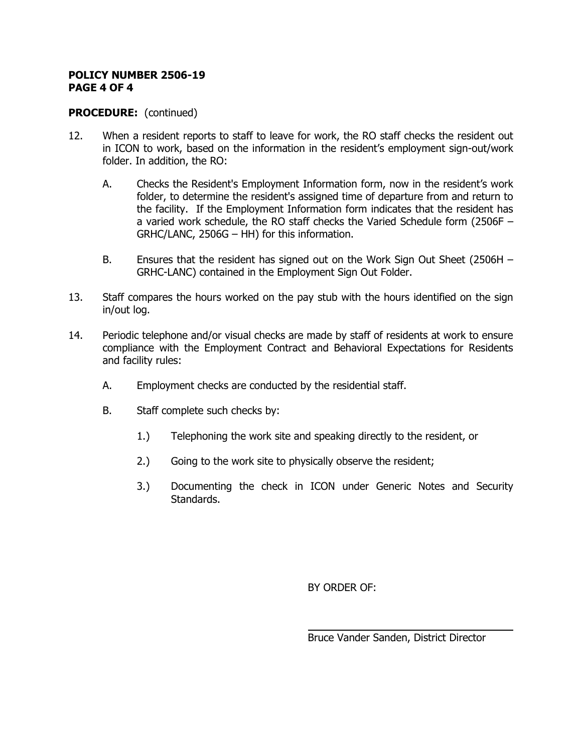**POLICY NUMBER 2506-19**

**PROCEDURE:** (continued)

12. When a resident reports to staff to leave for work, the RO staff checks the resident out in ICON to work, based on the information in the resident's employment sign-out/work folder. In addition, the RO:

    A. Checks the Resident's Employment Information form, now in the resident's work folder, to determine the resident's assigned time of departure from and return to the facility. If the Employment Information form indicates that the resident has a varied work schedule, the RO staff checks the Varied Schedule form (2506F – GRHC/LANC, 2506G – HH) for this information.

    B. Ensures that the resident has signed out on the Work Sign Out Sheet (2506H – GRHC-LANC) contained in the Employment Sign Out Folder.

13. Staff compares the hours worked on the pay stub with the hours identified on the sign in/out log.

14. Periodic telephone and/or visual checks are made by staff of residents at work to ensure compliance with the Employment Contract and Behavioral Expectations for Residents and facility rules:

    A. Employment checks are conducted by the residential staff.

    B. Staff complete such checks by:

        1.) Telephoning the work site and speaking directly to the resident, or

        2.) Going to the work site to physically observe the resident;

        3.) Documenting the check in ICON under Generic Notes and Security Standards.

BY ORDER OF:

Bruce Vander Sanden, District Director